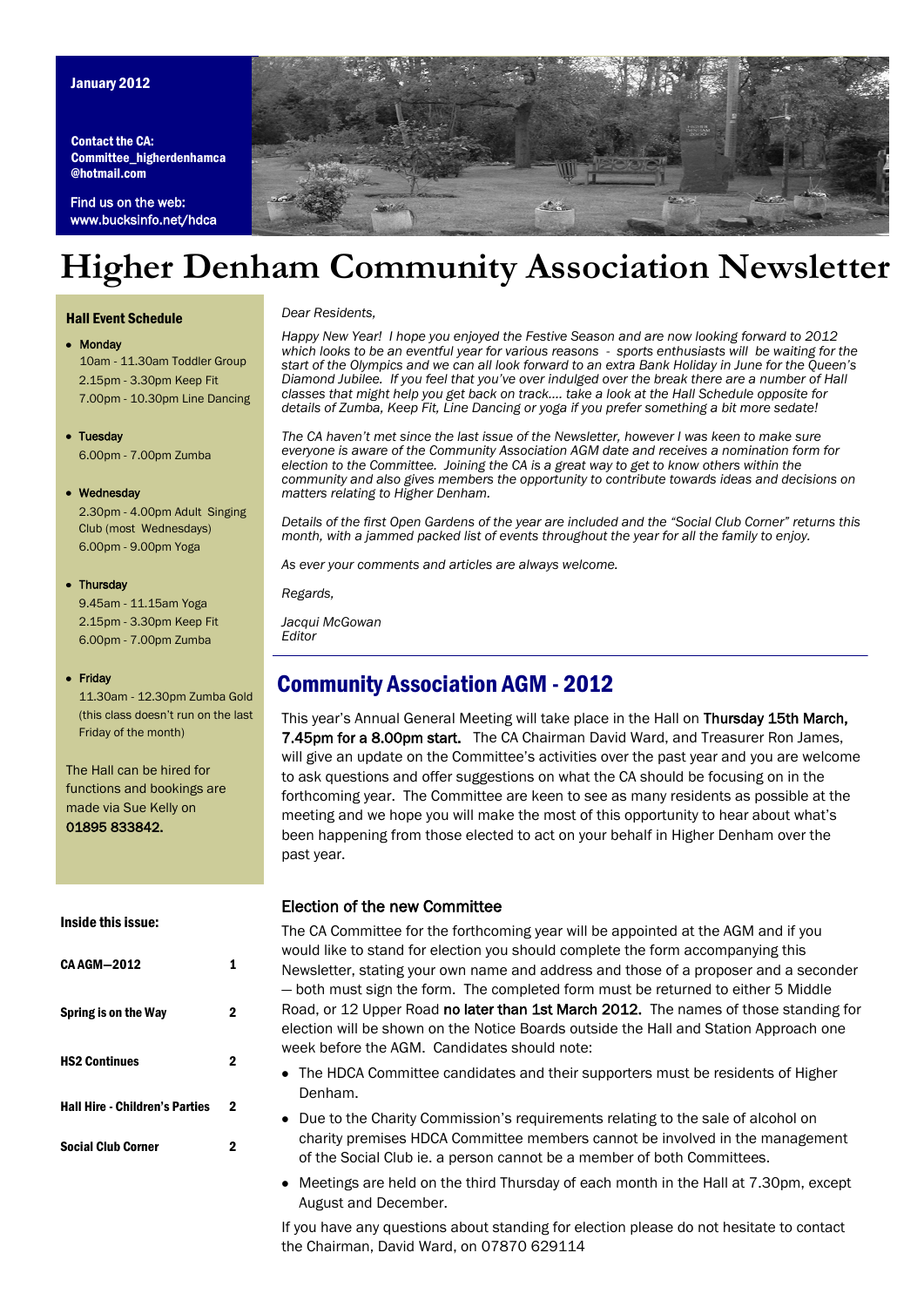January 2012

**Contact the CA:**
**Committee_higherdenhamca@hotmail.com**

Find us on the web:
www.bucksinfo.net/hdca

# Higher Denham Community Association Newsletter

*Dear Residents,*

*Happy New Year! I hope you enjoyed the Festive Season and are now looking forward to 2012 which looks to be an eventful year for various reasons - sports enthusiasts will be waiting for the start of the Olympics and we can all look forward to an extra Bank Holiday in June for the Queen's Diamond Jubilee. If you feel that you've over indulged over the break there are a number of Hall classes that might help you get back on track…. take a look at the Hall Schedule opposite for details of Zumba, Keep Fit, Line Dancing or yoga if you prefer something a bit more sedate!*

*The CA haven't met since the last issue of the Newsletter, however I was keen to make sure everyone is aware of the Community Association AGM date and receives a nomination form for election to the Committee. Joining the CA is a great way to get to know others within the community and also gives members the opportunity to contribute towards ideas and decisions on matters relating to Higher Denham.*

*Details of the first Open Gardens of the year are included and the "Social Club Corner" returns this month, with a jammed packed list of events throughout the year for all the family to enjoy.*

*As ever your comments and articles are always welcome.*

*Regards,*

*Jacqui McGowan*
*Editor*

## Community Association AGM - 2012

This year's Annual General Meeting will take place in the Hall on Thursday 15th March, 7.45pm for a 8.00pm start. The CA Chairman David Ward, and Treasurer Ron James, will give an update on the Committee's activities over the past year and you are welcome to ask questions and offer suggestions on what the CA should be focusing on in the forthcoming year. The Committee are keen to see as many residents as possible at the meeting and we hope you will make the most of this opportunity to hear about what's been happening from those elected to act on your behalf in Higher Denham over the past year.

### Election of the new Committee

The CA Committee for the forthcoming year will be appointed at the AGM and if you would like to stand for election you should complete the form accompanying this Newsletter, stating your own name and address and those of a proposer and a seconder — both must sign the form. The completed form must be returned to either 5 Middle Road, or 12 Upper Road no later than 1st March 2012. The names of those standing for election will be shown on the Notice Boards outside the Hall and Station Approach one week before the AGM. Candidates should note:

- The HDCA Committee candidates and their supporters must be residents of Higher Denham.
- Due to the Charity Commission's requirements relating to the sale of alcohol on charity premises HDCA Committee members cannot be involved in the management of the Social Club ie. a person cannot be a member of both Committees.
- Meetings are held on the third Thursday of each month in the Hall at 7.30pm, except August and December.

If you have any questions about standing for election please do not hesitate to contact the Chairman, David Ward, on 07870 629114

### Hall Event Schedule

- **Monday**
  10am - 11.30am Toddler Group
  2.15pm - 3.30pm Keep Fit
  7.00pm - 10.30pm Line Dancing
- **Tuesday**
  6.00pm - 7.00pm Zumba
- **Wednesday**
  2.30pm - 4.00pm Adult Singing Club (most Wednesdays)
  6.00pm - 9.00pm Yoga
- **Thursday**
  9.45am - 11.15am Yoga
  2.15pm - 3.30pm Keep Fit
  6.00pm - 7.00pm Zumba
- **Friday**
  11.30am - 12.30pm Zumba Gold (this class doesn't run on the last Friday of the month)

The Hall can be hired for functions and bookings are made via Sue Kelly on **01895 833842.**

### Inside this issue:

| | |
|---|---|
| CA AGM—2012 | 1 |
| Spring is on the Way | 2 |
| HS2 Continues | 2 |
| Hall Hire - Children's Parties | 2 |
| Social Club Corner | 2 |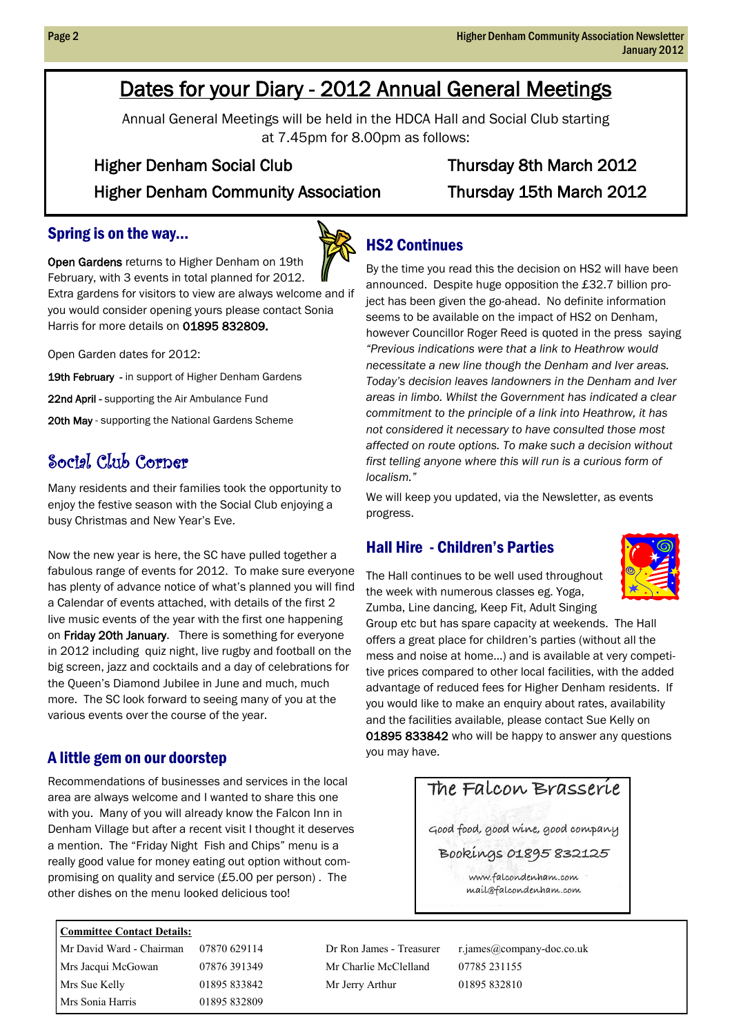# Dates for your Diary - 2012 Annual General Meetings

Annual General Meetings will be held in the HDCA Hall and Social Club starting at 7.45pm for 8.00pm as follows:

| | |
|---|---|
| Higher Denham Social Club | Thursday 8th March 2012 |
| Higher Denham Community Association | Thursday 15th March 2012 |

## Spring is on the way...

**Open Gardens** returns to Higher Denham on 19th February, with 3 events in total planned for 2012. Extra gardens for visitors to view are always welcome and if you would consider opening yours please contact Sonia Harris for more details on **01895 832809.**

Open Garden dates for 2012:

**19th February** - in support of Higher Denham Gardens

**22nd April** - supporting the Air Ambulance Fund

**20th May** - supporting the National Gardens Scheme

## Social Club Corner

Many residents and their families took the opportunity to enjoy the festive season with the Social Club enjoying a busy Christmas and New Year's Eve.

Now the new year is here, the SC have pulled together a fabulous range of events for 2012. To make sure everyone has plenty of advance notice of what's planned you will find a Calendar of events attached, with details of the first 2 live music events of the year with the first one happening on **Friday 20th January**. There is something for everyone in 2012 including quiz night, live rugby and football on the big screen, jazz and cocktails and a day of celebrations for the Queen's Diamond Jubilee in June and much, much more. The SC look forward to seeing many of you at the various events over the course of the year.

## A little gem on our doorstep

Recommendations of businesses and services in the local area are always welcome and I wanted to share this one with you. Many of you will already know the Falcon Inn in Denham Village but after a recent visit I thought it deserves a mention. The "Friday Night Fish and Chips" menu is a really good value for money eating out option without compromising on quality and service (£5.00 per person) . The other dishes on the menu looked delicious too!

## HS2 Continues

By the time you read this the decision on HS2 will have been announced. Despite huge opposition the £32.7 billion project has been given the go-ahead. No definite information seems to be available on the impact of HS2 on Denham, however Councillor Roger Reed is quoted in the press saying *"Previous indications were that a link to Heathrow would necessitate a new line though the Denham and Iver areas. Today's decision leaves landowners in the Denham and Iver areas in limbo. Whilst the Government has indicated a clear commitment to the principle of a link into Heathrow, it has not considered it necessary to have consulted those most affected on route options. To make such a decision without first telling anyone where this will run is a curious form of localism."*

We will keep you updated, via the Newsletter, as events progress.

## Hall Hire - Children's Parties

The Hall continues to be well used throughout the week with numerous classes eg. Yoga, Zumba, Line dancing, Keep Fit, Adult Singing Group etc but has spare capacity at weekends. The Hall offers a great place for children's parties (without all the mess and noise at home...) and is available at very competitive prices compared to other local facilities, with the added advantage of reduced fees for Higher Denham residents. If you would like to make an enquiry about rates, availability and the facilities available, please contact Sue Kelly on **01895 833842** who will be happy to answer any questions you may have.

**The Falcon Brasserie**

Good food, good wine, good company

Bookings 01895 832125

www.falcondenham.com
mail@falcondenham.com

**Committee Contact Details:**

| | | | |
|---|---|---|---|
| Mr David Ward - Chairman | 07870 629114 | Dr Ron James - Treasurer | r.james@company-doc.co.uk |
| Mrs Jacqui McGowan | 07876 391349 | Mr Charlie McClelland | 07785 231155 |
| Mrs Sue Kelly | 01895 833842 | Mr Jerry Arthur | 01895 832810 |
| Mrs Sonia Harris | 01895 832809 | | |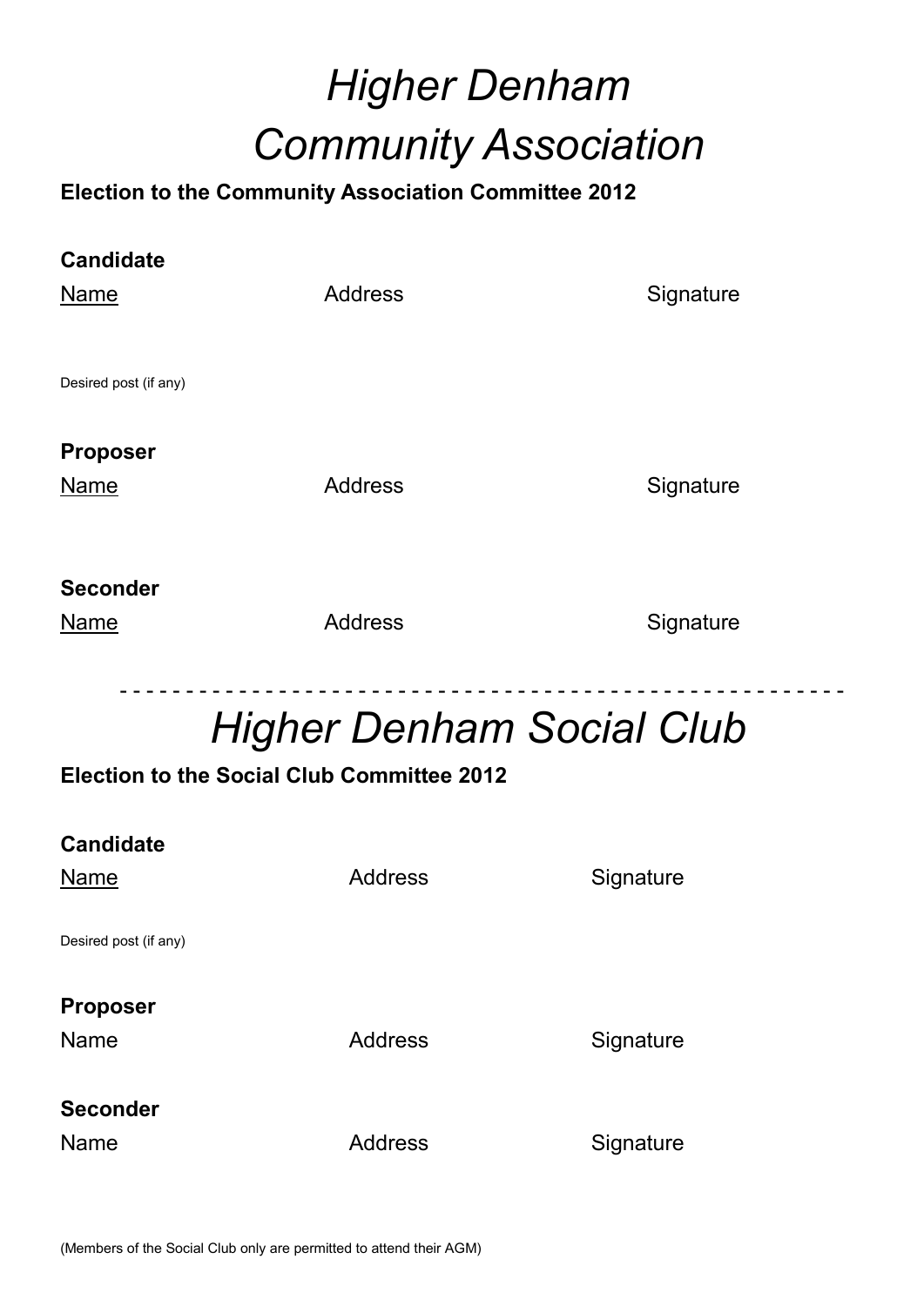# *Higher Denham*
# *Community Association*

**Election to the Community Association Committee 2012**

**Candidate**

| Name | Address | Signature |
|---|---|---|

Desired post (if any)

**Proposer**

| Name | Address | Signature |
|---|---|---|

**Seconder**

| Name | Address | Signature |
|---|---|---|

- - - - - - - - - - - - - - - - - - - - - - - - - - - - - - - - - - - - - - - - - - - - - - - - - - - -

# *Higher Denham Social Club*

**Election to the Social Club Committee 2012**

**Candidate**

| Name | Address | Signature |
|---|---|---|

Desired post (if any)

**Proposer**

| Name | Address | Signature |
|---|---|---|

**Seconder**

| Name | Address | Signature |
|---|---|---|

(Members of the Social Club only are permitted to attend their AGM)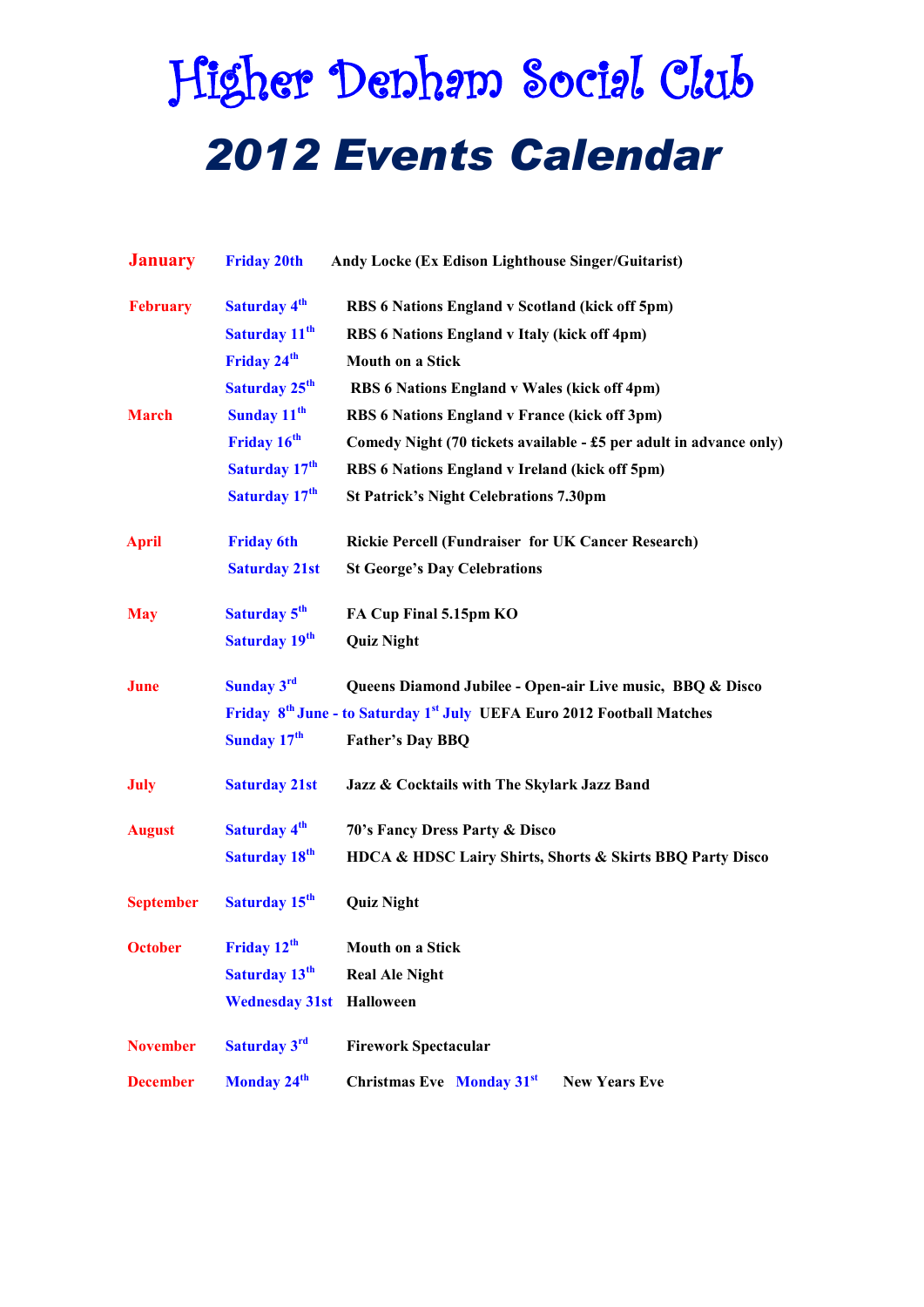# Higher Denham Social Club

## 2012 Events Calendar

| | | |
|---|---|---|
| **January** | **Friday 20th** | **Andy Locke (Ex Edison Lighthouse Singer/Guitarist)** |
| **February** | **Saturday 4th** | **RBS 6 Nations England v Scotland (kick off 5pm)** |
| | **Saturday 11th** | **RBS 6 Nations England v Italy (kick off 4pm)** |
| | **Friday 24th** | **Mouth on a Stick** |
| | **Saturday 25th** | **RBS 6 Nations England v Wales (kick off 4pm)** |
| **March** | **Sunday 11th** | **RBS 6 Nations England v France (kick off 3pm)** |
| | **Friday 16th** | **Comedy Night (70 tickets available - £5 per adult in advance only)** |
| | **Saturday 17th** | **RBS 6 Nations England v Ireland (kick off 5pm)** |
| | **Saturday 17th** | **St Patrick's Night Celebrations 7.30pm** |
| **April** | **Friday 6th** | **Rickie Percell (Fundraiser for UK Cancer Research)** |
| | **Saturday 21st** | **St George's Day Celebrations** |
| **May** | **Saturday 5th** | **FA Cup Final 5.15pm KO** |
| | **Saturday 19th** | **Quiz Night** |
| **June** | **Sunday 3rd** | **Queens Diamond Jubilee - Open-air Live music, BBQ & Disco** |
| | **Friday 8th June - to Saturday 1st July** | **UEFA Euro 2012 Football Matches** |
| | **Sunday 17th** | **Father's Day BBQ** |
| **July** | **Saturday 21st** | **Jazz & Cocktails with The Skylark Jazz Band** |
| **August** | **Saturday 4th** | **70's Fancy Dress Party & Disco** |
| | **Saturday 18th** | **HDCA & HDSC Lairy Shirts, Shorts & Skirts BBQ Party Disco** |
| **September** | **Saturday 15th** | **Quiz Night** |
| **October** | **Friday 12th** | **Mouth on a Stick** |
| | **Saturday 13th** | **Real Ale Night** |
| | **Wednesday 31st** | **Halloween** |
| **November** | **Saturday 3rd** | **Firework Spectacular** |
| **December** | **Monday 24th** | **Christmas Eve** |
| | **Monday 31st** | **New Years Eve** |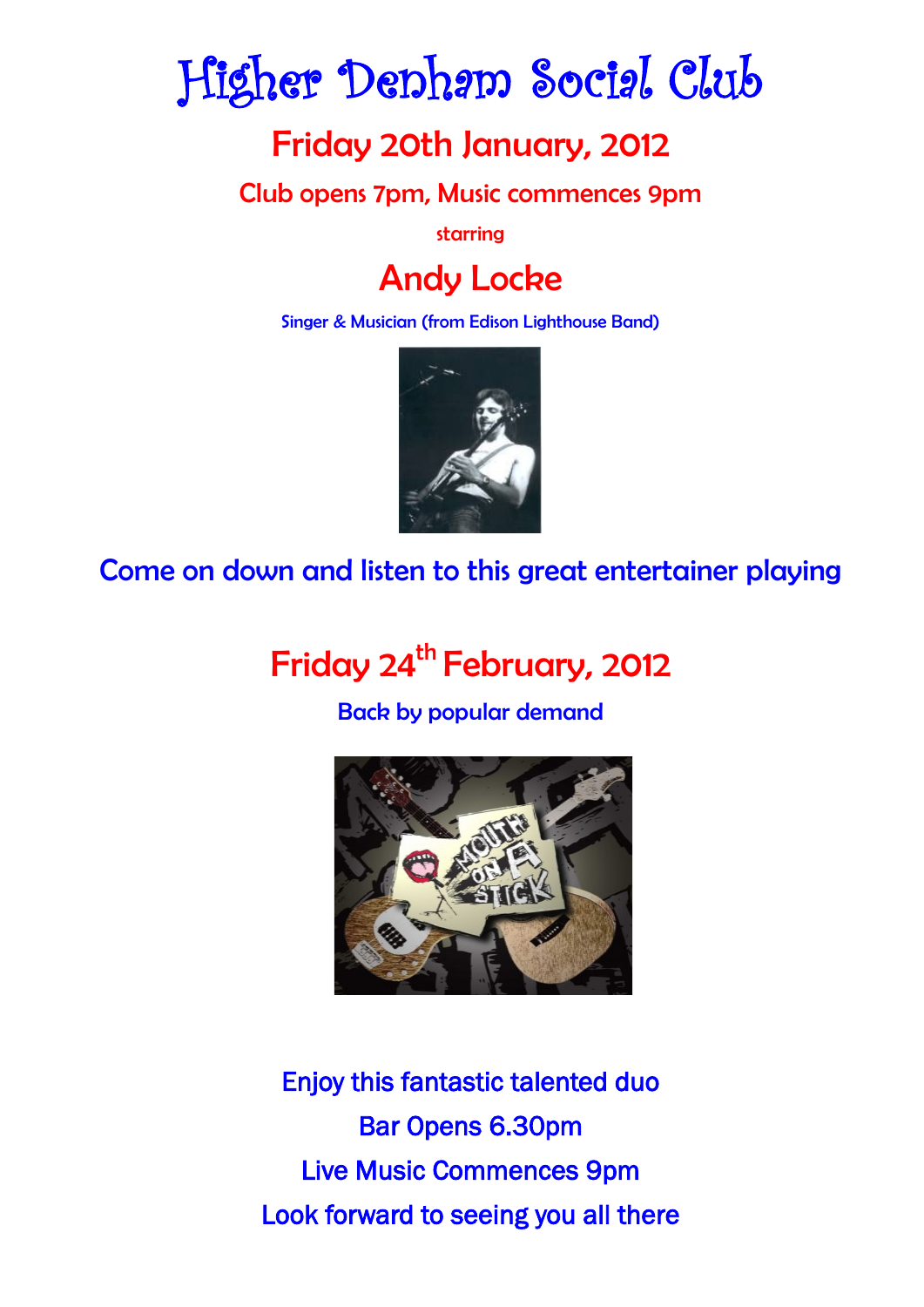# Higher Denham Social Club

## Friday 20th January, 2012

Club opens 7pm, Music commences 9pm

starring

## Andy Locke

Singer & Musician (from Edison Lighthouse Band)

Come on down and listen to this great entertainer playing

## Friday 24th February, 2012

Back by popular demand

Enjoy this fantastic talented duo

Bar Opens 6.30pm

Live Music Commences 9pm

Look forward to seeing you all there